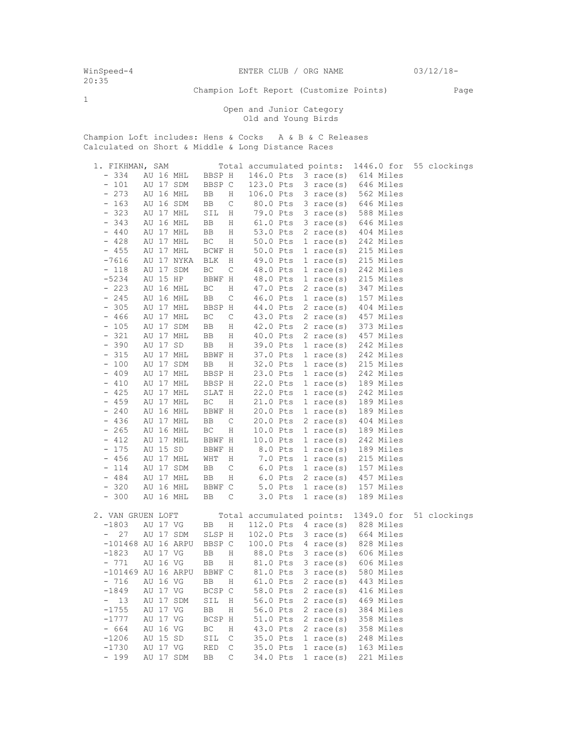WinSpeed-4 ENTER CLUB / ORG NAME 03/12/18-20:35

Champion Loft Report (Customize Points)

Open and Junior Category
Old and Young Birds

Champion Loft includes: Hens & Cocks A & B & C Releases
Calculated on Short & Middle & Long Distance Races

**1. FIKHMAN, SAM** Total accumulated points: 1446.0 for 55 clockings

| Band | | | Color | Sex | Points | Races | Miles |
|---|---|---|---|---|---|---|---|
| - 334 | AU 16 | MHL | BBSP | H | 146.0 Pts | 3 race(s) | 614 Miles |
| - 101 | AU 17 | SDM | BBSP | C | 123.0 Pts | 3 race(s) | 646 Miles |
| - 273 | AU 16 | MHL | BB | H | 106.0 Pts | 3 race(s) | 562 Miles |
| - 163 | AU 16 | SDM | BB | C | 80.0 Pts | 3 race(s) | 646 Miles |
| - 323 | AU 17 | MHL | SIL | H | 79.0 Pts | 3 race(s) | 588 Miles |
| - 343 | AU 16 | MHL | BB | H | 61.0 Pts | 3 race(s) | 646 Miles |
| - 440 | AU 17 | MHL | BB | H | 53.0 Pts | 2 race(s) | 404 Miles |
| - 428 | AU 17 | MHL | BC | H | 50.0 Pts | 1 race(s) | 242 Miles |
| - 455 | AU 17 | MHL | BCWF | H | 50.0 Pts | 1 race(s) | 215 Miles |
| -7616 | AU 17 | NYKA | BLK | H | 49.0 Pts | 1 race(s) | 215 Miles |
| - 118 | AU 17 | SDM | BC | C | 48.0 Pts | 1 race(s) | 242 Miles |
| -5234 | AU 15 | HP | BBWF | H | 48.0 Pts | 1 race(s) | 215 Miles |
| - 223 | AU 16 | MHL | BC | H | 47.0 Pts | 2 race(s) | 347 Miles |
| - 245 | AU 16 | MHL | BB | C | 46.0 Pts | 1 race(s) | 157 Miles |
| - 305 | AU 17 | MHL | BBSP | H | 44.0 Pts | 2 race(s) | 404 Miles |
| - 466 | AU 17 | MHL | BC | C | 43.0 Pts | 2 race(s) | 457 Miles |
| - 105 | AU 17 | SDM | BB | H | 42.0 Pts | 2 race(s) | 373 Miles |
| - 321 | AU 17 | MHL | BB | H | 40.0 Pts | 2 race(s) | 457 Miles |
| - 390 | AU 17 | SD | BB | H | 39.0 Pts | 1 race(s) | 242 Miles |
| - 315 | AU 17 | MHL | BBWF | H | 37.0 Pts | 1 race(s) | 242 Miles |
| - 100 | AU 17 | SDM | BB | H | 32.0 Pts | 1 race(s) | 215 Miles |
| - 409 | AU 17 | MHL | BBSP | H | 23.0 Pts | 1 race(s) | 242 Miles |
| - 410 | AU 17 | MHL | BBSP | H | 22.0 Pts | 1 race(s) | 189 Miles |
| - 425 | AU 17 | MHL | SLAT | H | 22.0 Pts | 1 race(s) | 242 Miles |
| - 459 | AU 17 | MHL | BC | H | 21.0 Pts | 1 race(s) | 189 Miles |
| - 240 | AU 16 | MHL | BBWF | H | 20.0 Pts | 1 race(s) | 189 Miles |
| - 436 | AU 17 | MHL | BB | C | 20.0 Pts | 2 race(s) | 404 Miles |
| - 265 | AU 16 | MHL | BC | H | 10.0 Pts | 1 race(s) | 189 Miles |
| - 412 | AU 17 | MHL | BBWF | H | 10.0 Pts | 1 race(s) | 242 Miles |
| - 175 | AU 15 | SD | BBWF | H | 8.0 Pts | 1 race(s) | 189 Miles |
| - 456 | AU 17 | MHL | WHT | H | 7.0 Pts | 1 race(s) | 215 Miles |
| - 114 | AU 17 | SDM | BB | C | 6.0 Pts | 1 race(s) | 157 Miles |
| - 484 | AU 17 | MHL | BB | H | 6.0 Pts | 2 race(s) | 457 Miles |
| - 320 | AU 16 | MHL | BBWF | C | 5.0 Pts | 1 race(s) | 157 Miles |
| - 300 | AU 16 | MHL | BB | C | 3.0 Pts | 1 race(s) | 189 Miles |

**2. VAN GRUEN LOFT** Total accumulated points: 1349.0 for 51 clockings

| Band | | | Color | Sex | Points | Races | Miles |
|---|---|---|---|---|---|---|---|
| -1803 | AU 17 | VG | BB | H | 112.0 Pts | 4 race(s) | 828 Miles |
| - 27 | AU 17 | SDM | SLSP | H | 102.0 Pts | 3 race(s) | 664 Miles |
| -101468 | AU 16 | ARPU | BBSP | C | 100.0 Pts | 4 race(s) | 828 Miles |
| -1823 | AU 17 | VG | BB | H | 88.0 Pts | 3 race(s) | 606 Miles |
| - 771 | AU 16 | VG | BB | H | 81.0 Pts | 3 race(s) | 606 Miles |
| -101469 | AU 16 | ARPU | BBWF | C | 81.0 Pts | 3 race(s) | 580 Miles |
| - 716 | AU 16 | VG | BB | H | 61.0 Pts | 2 race(s) | 443 Miles |
| -1849 | AU 17 | VG | BCSP | C | 58.0 Pts | 2 race(s) | 416 Miles |
| - 13 | AU 17 | SDM | SIL | H | 56.0 Pts | 2 race(s) | 469 Miles |
| -1755 | AU 17 | VG | BB | H | 56.0 Pts | 2 race(s) | 384 Miles |
| -1777 | AU 17 | VG | BCSP | H | 51.0 Pts | 2 race(s) | 358 Miles |
| - 664 | AU 16 | VG | BC | H | 43.0 Pts | 2 race(s) | 358 Miles |
| -1206 | AU 15 | SD | SIL | C | 35.0 Pts | 1 race(s) | 248 Miles |
| -1730 | AU 17 | VG | RED | C | 35.0 Pts | 1 race(s) | 163 Miles |
| - 199 | AU 17 | SDM | BB | C | 34.0 Pts | 1 race(s) | 221 Miles |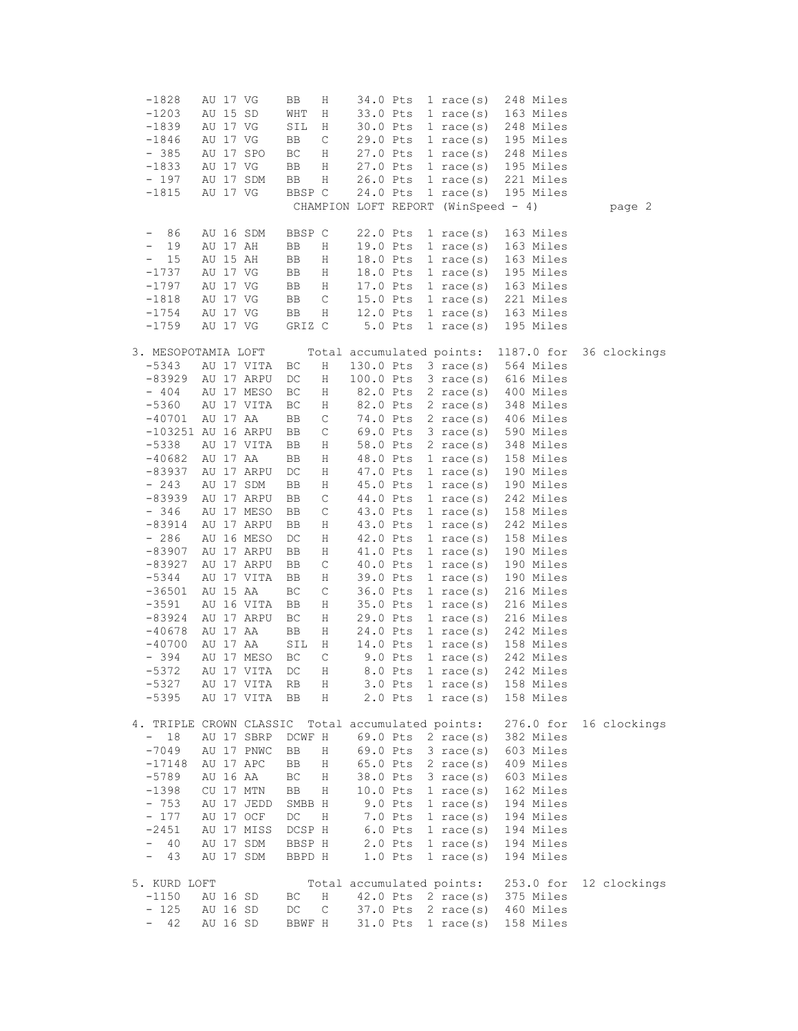```
  -1828    AU 17 VG     BB    H     34.0 Pts  1 race(s)  248 Miles
  -1203    AU 15 SD     WHT   H     33.0 Pts  1 race(s)  163 Miles
  -1839    AU 17 VG     SIL   H     30.0 Pts  1 race(s)  248 Miles
  -1846    AU 17 VG     BB    C     29.0 Pts  1 race(s)  195 Miles
  - 385    AU 17 SPO    BC    H     27.0 Pts  1 race(s)  248 Miles
  -1833    AU 17 VG     BB    H     27.0 Pts  1 race(s)  195 Miles
  - 197    AU 17 SDM    BB    H     26.0 Pts  1 race(s)  221 Miles
  -1815    AU 17 VG     BBSP C      24.0 Pts  1 race(s)  195 Miles

  -  86    AU 16 SDM    BBSP C      22.0 Pts  1 race(s)  163 Miles
  -  19    AU 17 AH     BB    H     19.0 Pts  1 race(s)  163 Miles
  -  15    AU 15 AH     BB    H     18.0 Pts  1 race(s)  163 Miles
  -1737    AU 17 VG     BB    H     18.0 Pts  1 race(s)  195 Miles
  -1797    AU 17 VG     BB    H     17.0 Pts  1 race(s)  163 Miles
  -1818    AU 17 VG     BB    C     15.0 Pts  1 race(s)  221 Miles
  -1754    AU 17 VG     BB    H     12.0 Pts  1 race(s)  163 Miles
  -1759    AU 17 VG     GRIZ C       5.0 Pts  1 race(s)  195 Miles

3. MESOPOTAMIA LOFT       Total accumulated points:  1187.0 for  36 clockings
  -5343    AU 17 VITA  BC    H    130.0 Pts  3 race(s)  564 Miles
  -83929   AU 17 ARPU  DC    H    100.0 Pts  3 race(s)  616 Miles
  - 404    AU 17 MESO  BC    H     82.0 Pts  2 race(s)  400 Miles
  -5360    AU 17 VITA  BC    H     82.0 Pts  2 race(s)  348 Miles
  -40701   AU 17 AA    BB    C     74.0 Pts  2 race(s)  406 Miles
  -103251  AU 16 ARPU  BB    C     69.0 Pts  3 race(s)  590 Miles
  -5338    AU 17 VITA  BB    H     58.0 Pts  2 race(s)  348 Miles
  -40682   AU 17 AA    BB    H     48.0 Pts  1 race(s)  158 Miles
  -83937   AU 17 ARPU  DC    H     47.0 Pts  1 race(s)  190 Miles
  - 243    AU 17 SDM   BB    H     45.0 Pts  1 race(s)  190 Miles
  -83939   AU 17 ARPU  BB    C     44.0 Pts  1 race(s)  242 Miles
  - 346    AU 17 MESO  BB    C     43.0 Pts  1 race(s)  158 Miles
  -83914   AU 17 ARPU  BB    H     43.0 Pts  1 race(s)  242 Miles
  - 286    AU 16 MESO  DC    H     42.0 Pts  1 race(s)  158 Miles
  -83907   AU 17 ARPU  BB    H     41.0 Pts  1 race(s)  190 Miles
  -83927   AU 17 ARPU  BB    C     40.0 Pts  1 race(s)  190 Miles
  -5344    AU 17 VITA  BB    H     39.0 Pts  1 race(s)  190 Miles
  -36501   AU 15 AA    BC    C     36.0 Pts  1 race(s)  216 Miles
  -3591    AU 16 VITA  BB    H     35.0 Pts  1 race(s)  216 Miles
  -83924   AU 17 ARPU  BC    H     29.0 Pts  1 race(s)  216 Miles
  -40678   AU 17 AA    BB    H     24.0 Pts  1 race(s)  242 Miles
  -40700   AU 17 AA    SIL   H     14.0 Pts  1 race(s)  158 Miles
  - 394    AU 17 MESO  BC    C      9.0 Pts  1 race(s)  242 Miles
  -5372    AU 17 VITA  DC    H      8.0 Pts  1 race(s)  242 Miles
  -5327    AU 17 VITA  RB    H      3.0 Pts  1 race(s)  158 Miles
  -5395    AU 17 VITA  BB    H      2.0 Pts  1 race(s)  158 Miles

4. TRIPLE CROWN CLASSIC  Total accumulated points:   276.0 for  16 clockings
  -  18    AU 17 SBRP  DCWF H     69.0 Pts  2 race(s)  382 Miles
  -7049    AU 17 PNWC  BB    H     69.0 Pts  3 race(s)  603 Miles
  -17148   AU 17 APC   BB    H     65.0 Pts  2 race(s)  409 Miles
  -5789    AU 16 AA    BC    H     38.0 Pts  3 race(s)  603 Miles
  -1398    CU 17 MTN   BB    H     10.0 Pts  1 race(s)  162 Miles
  - 753    AU 17 JEDD  SMBB H      9.0 Pts  1 race(s)  194 Miles
  - 177    AU 17 OCF   DC    H      7.0 Pts  1 race(s)  194 Miles
  -2451    AU 17 MISS  DCSP H      6.0 Pts  1 race(s)  194 Miles
  -  40    AU 17 SDM   BBSP H      2.0 Pts  1 race(s)  194 Miles
  -  43    AU 17 SDM   BBPD H      1.0 Pts  1 race(s)  194 Miles

5. KURD LOFT              Total accumulated points:   253.0 for  12 clockings
  -1150    AU 16 SD    BC    H     42.0 Pts  2 race(s)  375 Miles
  - 125    AU 16 SD    DC    C     37.0 Pts  2 race(s)  460 Miles
  -  42    AU 16 SD    BBWF H     31.0 Pts  1 race(s)  158 Miles
```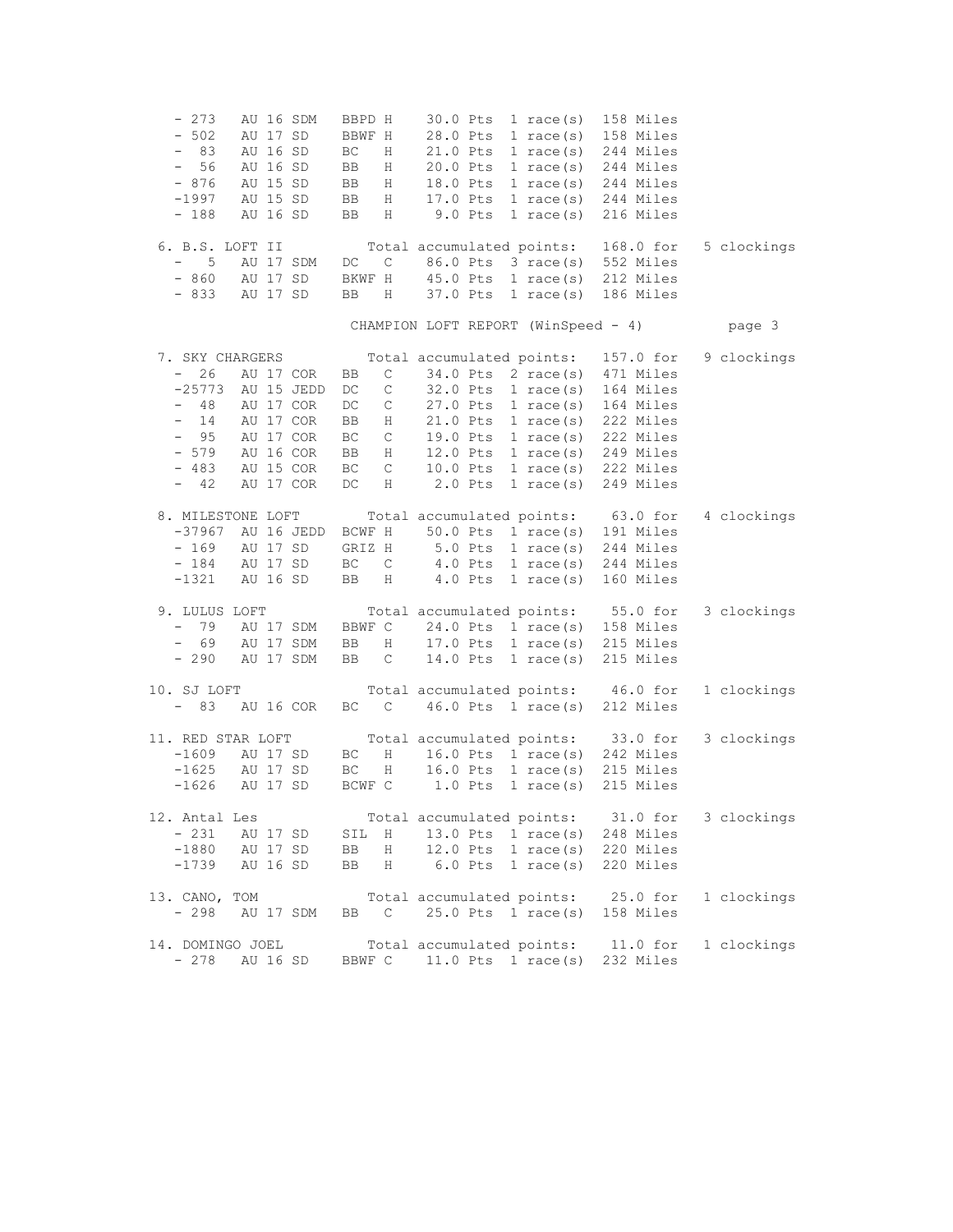```
   - 273    AU 16 SDM   BBPD H    30.0 Pts  1 race(s)  158 Miles
   - 502    AU 17 SD    BBWF H    28.0 Pts  1 race(s)  158 Miles
   -  83    AU 16 SD    BC   H    21.0 Pts  1 race(s)  244 Miles
   -  56    AU 16 SD    BB   H    20.0 Pts  1 race(s)  244 Miles
   - 876    AU 15 SD    BB   H    18.0 Pts  1 race(s)  244 Miles
   -1997    AU 15 SD    BB   H    17.0 Pts  1 race(s)  244 Miles
   - 188    AU 16 SD    BB   H     9.0 Pts  1 race(s)  216 Miles

 6. B.S. LOFT II          Total accumulated points:   168.0 for  5 clockings
   -   5    AU 17 SDM   DC   C    86.0 Pts  3 race(s)  552 Miles
   - 860    AU 17 SD    BKWF H    45.0 Pts  1 race(s)  212 Miles
   - 833    AU 17 SD    BB   H    37.0 Pts  1 race(s)  186 Miles

 7. SKY CHARGERS          Total accumulated points:   157.0 for  9 clockings
   -  26    AU 17 COR   BB   C    34.0 Pts  2 race(s)  471 Miles
   -25773   AU 15 JEDD  DC   C    32.0 Pts  1 race(s)  164 Miles
   -  48    AU 17 COR   DC   C    27.0 Pts  1 race(s)  164 Miles
   -  14    AU 17 COR   BB   H    21.0 Pts  1 race(s)  222 Miles
   -  95    AU 17 COR   BC   C    19.0 Pts  1 race(s)  222 Miles
   - 579    AU 16 COR   BB   H    12.0 Pts  1 race(s)  249 Miles
   - 483    AU 15 COR   BC   C    10.0 Pts  1 race(s)  222 Miles
   -  42    AU 17 COR   DC   H     2.0 Pts  1 race(s)  249 Miles

 8. MILESTONE LOFT        Total accumulated points:    63.0 for  4 clockings
   -37967   AU 16 JEDD  BCWF H    50.0 Pts  1 race(s)  191 Miles
   - 169    AU 17 SD    GRIZ H     5.0 Pts  1 race(s)  244 Miles
   - 184    AU 17 SD    BC   C     4.0 Pts  1 race(s)  244 Miles
   -1321    AU 16 SD    BB   H     4.0 Pts  1 race(s)  160 Miles

 9. LULUS LOFT            Total accumulated points:    55.0 for  3 clockings
   -  79    AU 17 SDM   BBWF C    24.0 Pts  1 race(s)  158 Miles
   -  69    AU 17 SDM   BB   H    17.0 Pts  1 race(s)  215 Miles
   - 290    AU 17 SDM   BB   C    14.0 Pts  1 race(s)  215 Miles

10. SJ LOFT               Total accumulated points:    46.0 for  1 clockings
   -  83    AU 16 COR   BC   C    46.0 Pts  1 race(s)  212 Miles

11. RED STAR LOFT         Total accumulated points:    33.0 for  3 clockings
   -1609    AU 17 SD    BC   H    16.0 Pts  1 race(s)  242 Miles
   -1625    AU 17 SD    BC   H    16.0 Pts  1 race(s)  215 Miles
   -1626    AU 17 SD    BCWF C     1.0 Pts  1 race(s)  215 Miles

12. Antal Les             Total accumulated points:    31.0 for  3 clockings
   - 231    AU 17 SD    SIL  H    13.0 Pts  1 race(s)  248 Miles
   -1880    AU 17 SD    BB   H    12.0 Pts  1 race(s)  220 Miles
   -1739    AU 16 SD    BB   H     6.0 Pts  1 race(s)  220 Miles

13. CANO, TOM             Total accumulated points:    25.0 for  1 clockings
   - 298    AU 17 SDM   BB   C    25.0 Pts  1 race(s)  158 Miles

14. DOMINGO JOEL          Total accumulated points:    11.0 for  1 clockings
   - 278    AU 16 SD    BBWF C    11.0 Pts  1 race(s)  232 Miles
```